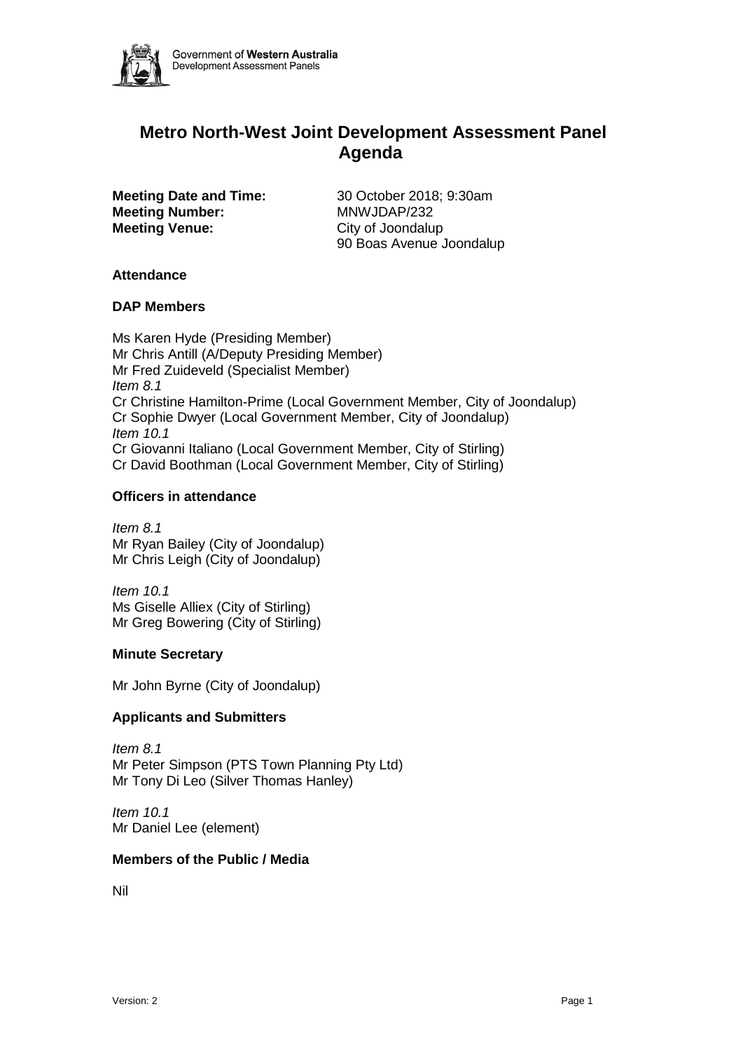Government of **Western Australia**
Development Assessment Panels

# Metro North-West Joint Development Assessment Panel Agenda

**Meeting Date and Time:** 30 October 2018; 9:30am
**Meeting Number:** MNWJDAP/232
**Meeting Venue:** City of Joondalup
90 Boas Avenue Joondalup

### Attendance

### DAP Members

Ms Karen Hyde (Presiding Member)
Mr Chris Antill (A/Deputy Presiding Member)
Mr Fred Zuideveld (Specialist Member)
*Item 8.1*
Cr Christine Hamilton-Prime (Local Government Member, City of Joondalup)
Cr Sophie Dwyer (Local Government Member, City of Joondalup)
*Item 10.1*
Cr Giovanni Italiano (Local Government Member, City of Stirling)
Cr David Boothman (Local Government Member, City of Stirling)

### Officers in attendance

*Item 8.1*
Mr Ryan Bailey (City of Joondalup)
Mr Chris Leigh (City of Joondalup)

*Item 10.1*
Ms Giselle Alliex (City of Stirling)
Mr Greg Bowering (City of Stirling)

### Minute Secretary

Mr John Byrne (City of Joondalup)

### Applicants and Submitters

*Item 8.1*
Mr Peter Simpson (PTS Town Planning Pty Ltd)
Mr Tony Di Leo (Silver Thomas Hanley)

*Item 10.1*
Mr Daniel Lee (element)

### Members of the Public / Media

Nil

Version: 2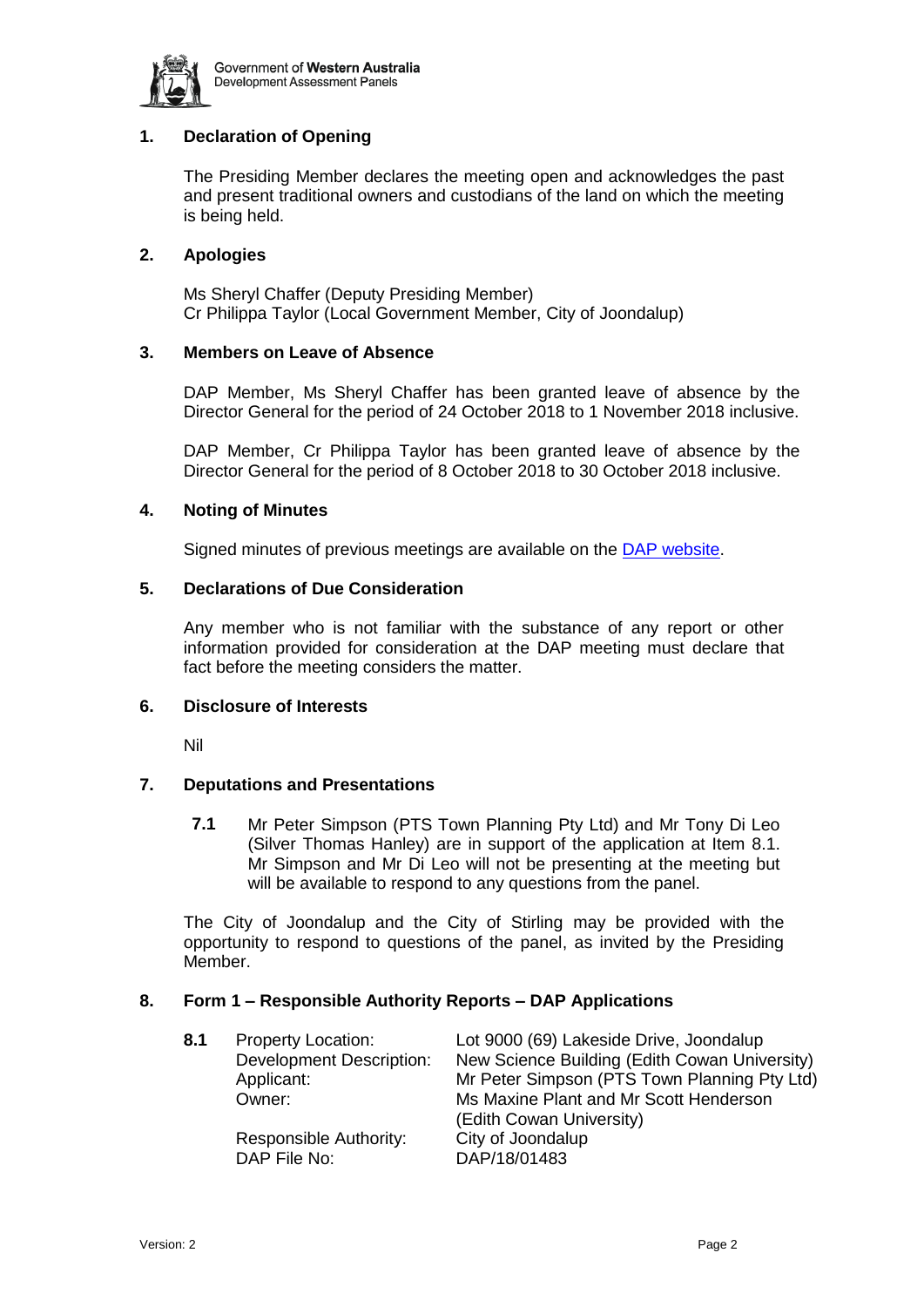## 1. Declaration of Opening

The Presiding Member declares the meeting open and acknowledges the past and present traditional owners and custodians of the land on which the meeting is being held.

## 2. Apologies

Ms Sheryl Chaffer (Deputy Presiding Member)
Cr Philippa Taylor (Local Government Member, City of Joondalup)

## 3. Members on Leave of Absence

DAP Member, Ms Sheryl Chaffer has been granted leave of absence by the Director General for the period of 24 October 2018 to 1 November 2018 inclusive.

DAP Member, Cr Philippa Taylor has been granted leave of absence by the Director General for the period of 8 October 2018 to 30 October 2018 inclusive.

## 4. Noting of Minutes

Signed minutes of previous meetings are available on the DAP website.

## 5. Declarations of Due Consideration

Any member who is not familiar with the substance of any report or other information provided for consideration at the DAP meeting must declare that fact before the meeting considers the matter.

## 6. Disclosure of Interests

Nil

## 7. Deputations and Presentations

**7.1** Mr Peter Simpson (PTS Town Planning Pty Ltd) and Mr Tony Di Leo (Silver Thomas Hanley) are in support of the application at Item 8.1. Mr Simpson and Mr Di Leo will not be presenting at the meeting but will be available to respond to any questions from the panel.

The City of Joondalup and the City of Stirling may be provided with the opportunity to respond to questions of the panel, as invited by the Presiding Member.

## 8. Form 1 – Responsible Authority Reports – DAP Applications

| | | |
|---|---|---|
| **8.1** | Property Location: | Lot 9000 (69) Lakeside Drive, Joondalup |
| | Development Description: | New Science Building (Edith Cowan University) |
| | Applicant: | Mr Peter Simpson (PTS Town Planning Pty Ltd) |
| | Owner: | Ms Maxine Plant and Mr Scott Henderson (Edith Cowan University) |
| | Responsible Authority: | City of Joondalup |
| | DAP File No: | DAP/18/01483 |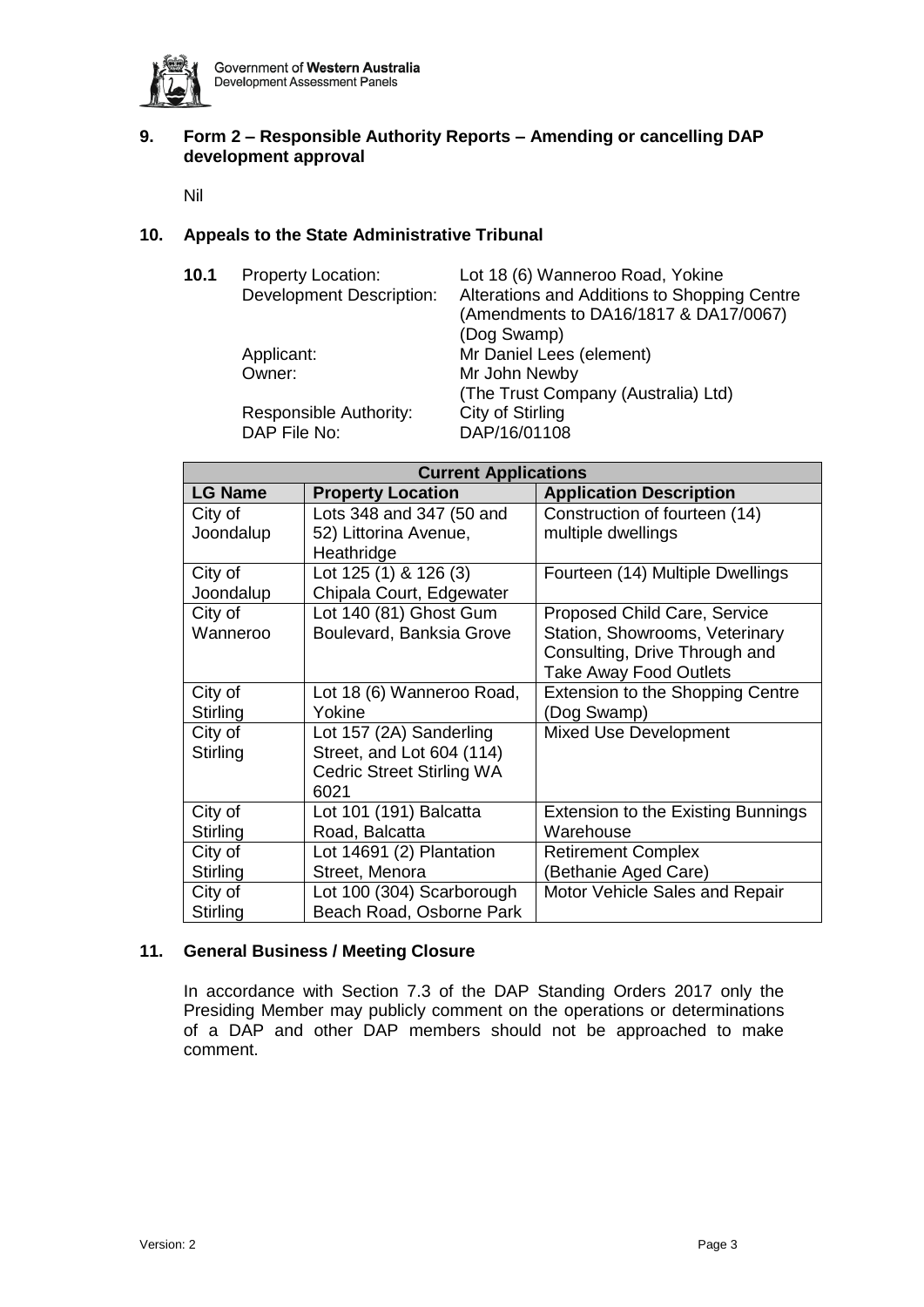## 9. Form 2 – Responsible Authority Reports – Amending or cancelling DAP development approval

Nil

## 10. Appeals to the State Administrative Tribunal

**10.1** Property Location: Lot 18 (6) Wanneroo Road, Yokine
Development Description: Alterations and Additions to Shopping Centre (Amendments to DA16/1817 & DA17/0067) (Dog Swamp)
Applicant: Mr Daniel Lees (element)
Owner: Mr John Newby (The Trust Company (Australia) Ltd)
Responsible Authority: City of Stirling
DAP File No: DAP/16/01108

| Current Applications | | |
|---|---|---|
| **LG Name** | **Property Location** | **Application Description** |
| City of Joondalup | Lots 348 and 347 (50 and 52) Littorina Avenue, Heathridge | Construction of fourteen (14) multiple dwellings |
| City of Joondalup | Lot 125 (1) & 126 (3) Chipala Court, Edgewater | Fourteen (14) Multiple Dwellings |
| City of Wanneroo | Lot 140 (81) Ghost Gum Boulevard, Banksia Grove | Proposed Child Care, Service Station, Showrooms, Veterinary Consulting, Drive Through and Take Away Food Outlets |
| City of Stirling | Lot 18 (6) Wanneroo Road, Yokine | Extension to the Shopping Centre (Dog Swamp) |
| City of Stirling | Lot 157 (2A) Sanderling Street, and Lot 604 (114) Cedric Street Stirling WA 6021 | Mixed Use Development |
| City of Stirling | Lot 101 (191) Balcatta Road, Balcatta | Extension to the Existing Bunnings Warehouse |
| City of Stirling | Lot 14691 (2) Plantation Street, Menora | Retirement Complex (Bethanie Aged Care) |
| City of Stirling | Lot 100 (304) Scarborough Beach Road, Osborne Park | Motor Vehicle Sales and Repair |

## 11. General Business / Meeting Closure

In accordance with Section 7.3 of the DAP Standing Orders 2017 only the Presiding Member may publicly comment on the operations or determinations of a DAP and other DAP members should not be approached to make comment.